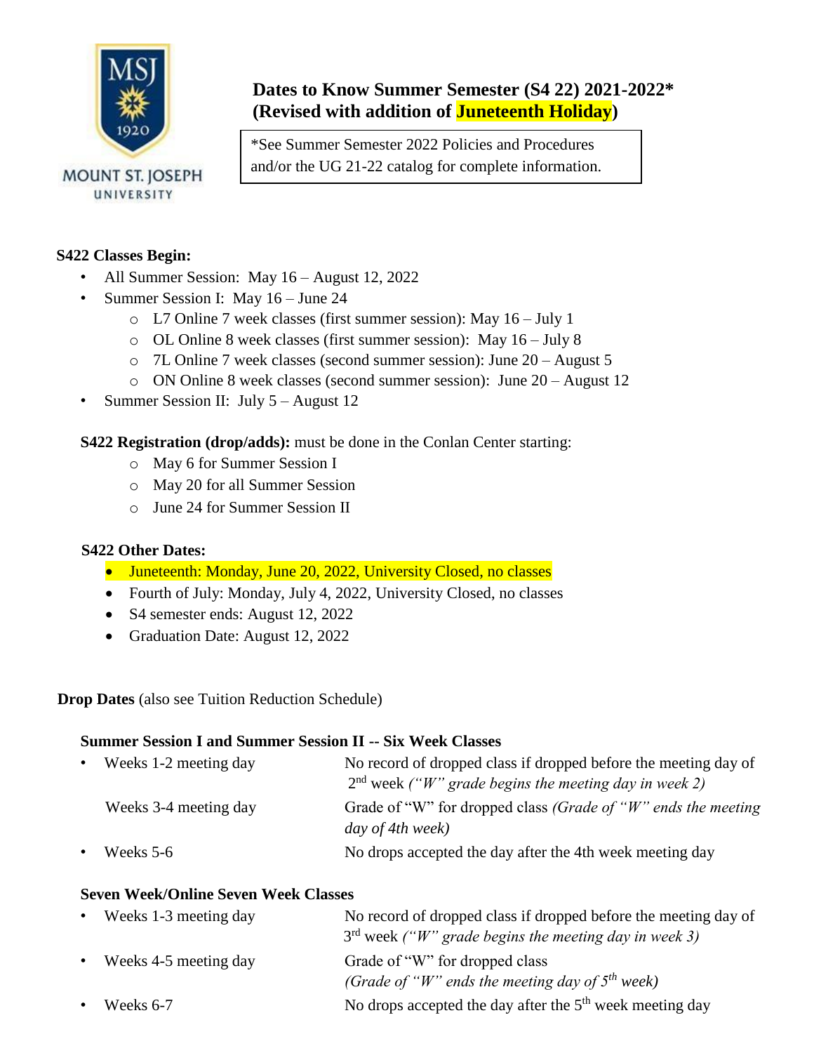MOUNT ST. JOSEPH UNIVERSITY

# Dates to Know Summer Semester (S4 22) 2021-2022*
# (Revised with addition of Juneteenth Holiday)

*See Summer Semester 2022 Policies and Procedures and/or the UG 21-22 catalog for complete information.

**S422 Classes Begin:**

- All Summer Session: May 16 – August 12, 2022
- Summer Session I: May 16 – June 24
    - L7 Online 7 week classes (first summer session): May 16 – July 1
    - OL Online 8 week classes (first summer session): May 16 – July 8
    - 7L Online 7 week classes (second summer session): June 20 – August 5
    - ON Online 8 week classes (second summer session): June 20 – August 12
- Summer Session II: July 5 – August 12

**S422 Registration (drop/adds):** must be done in the Conlan Center starting:

- May 6 for Summer Session I
- May 20 for all Summer Session
- June 24 for Summer Session II

**S422 Other Dates:**

- Juneteenth: Monday, June 20, 2022, University Closed, no classes
- Fourth of July: Monday, July 4, 2022, University Closed, no classes
- S4 semester ends: August 12, 2022
- Graduation Date: August 12, 2022

**Drop Dates** (also see Tuition Reduction Schedule)

**Summer Session I and Summer Session II -- Six Week Classes**

| | |
|---|---|
| Weeks 1-2 meeting day | No record of dropped class if dropped before the meeting day of 2nd week *("W" grade begins the meeting day in week 2)* |
| Weeks 3-4 meeting day | Grade of "W" for dropped class *(Grade of "W" ends the meeting day of 4th week)* |
| Weeks 5-6 | No drops accepted the day after the 4th week meeting day |

**Seven Week/Online Seven Week Classes**

| | |
|---|---|
| Weeks 1-3 meeting day | No record of dropped class if dropped before the meeting day of 3rd week *("W" grade begins the meeting day in week 3)* |
| Weeks 4-5 meeting day | Grade of "W" for dropped class *(Grade of "W" ends the meeting day of 5th week)* |
| Weeks 6-7 | No drops accepted the day after the 5th week meeting day |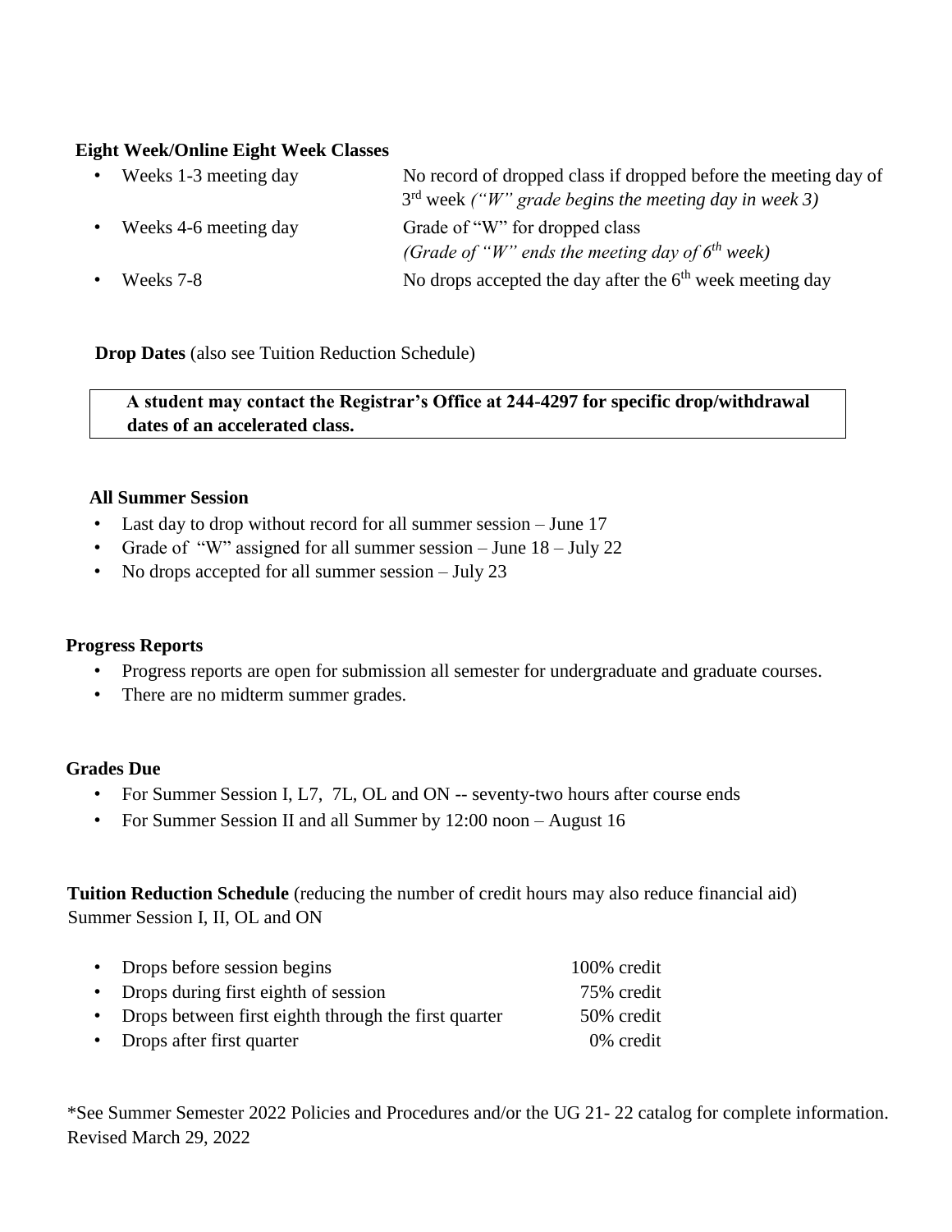**Eight Week/Online Eight Week Classes**

- Weeks 1-3 meeting day — No record of dropped class if dropped before the meeting day of 3rd week *("W" grade begins the meeting day in week 3)*
- Weeks 4-6 meeting day — Grade of "W" for dropped class *(Grade of "W" ends the meeting day of 6th week)*
- Weeks 7-8 — No drops accepted the day after the 6th week meeting day

**Drop Dates** (also see Tuition Reduction Schedule)

> **A student may contact the Registrar's Office at 244-4297 for specific drop/withdrawal dates of an accelerated class.**

**All Summer Session**

- Last day to drop without record for all summer session – June 17
- Grade of "W" assigned for all summer session – June 18 – July 22
- No drops accepted for all summer session – July 23

**Progress Reports**

- Progress reports are open for submission all semester for undergraduate and graduate courses.
- There are no midterm summer grades.

**Grades Due**

- For Summer Session I, L7, 7L, OL and ON -- seventy-two hours after course ends
- For Summer Session II and all Summer by 12:00 noon – August 16

**Tuition Reduction Schedule** (reducing the number of credit hours may also reduce financial aid)
Summer Session I, II, OL and ON

| | |
|---|---|
| • Drops before session begins | 100% credit |
| • Drops during first eighth of session | 75% credit |
| • Drops between first eighth through the first quarter | 50% credit |
| • Drops after first quarter | 0% credit |

*See Summer Semester 2022 Policies and Procedures and/or the UG 21- 22 catalog for complete information.
Revised March 29, 2022